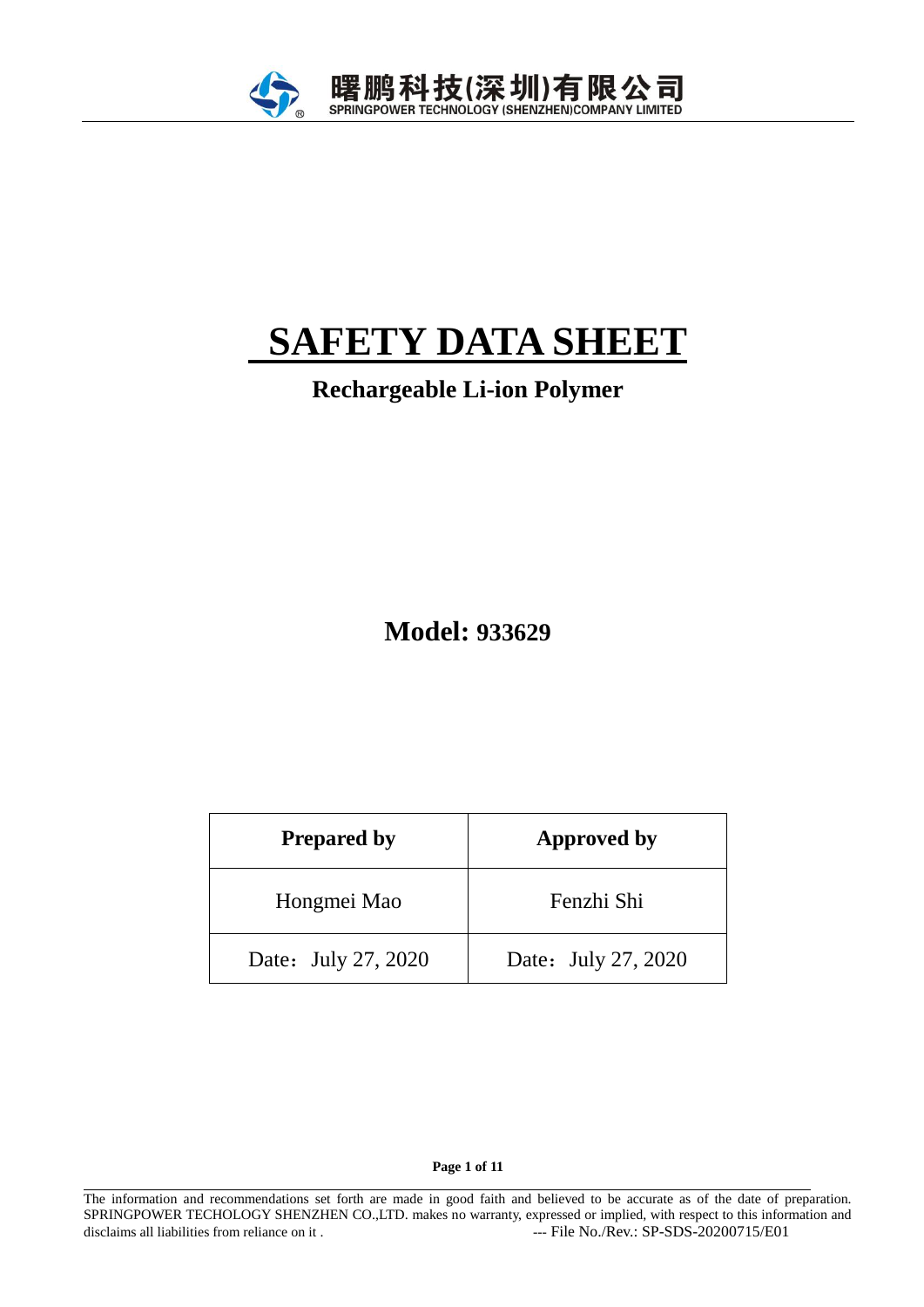曙鹏科技(深圳)有限公司
SPRINGPOWER TECHNOLOGY (SHENZHEN)COMPANY LIMITED

# SAFETY DATA SHEET

## Rechargeable Li-ion Polymer

## Model: 933629

| Prepared by | Approved by |
| --- | --- |
| Hongmei Mao | Fenzhi Shi |
| Date：July 27, 2020 | Date：July 27, 2020 |

The information and recommendations set forth are made in good faith and believed to be accurate as of the date of preparation. SPRINGPOWER TECHOLOGY SHENZHEN CO.,LTD. makes no warranty, expressed or implied, with respect to this information and disclaims all liabilities from reliance on it . --- File No./Rev.: SP-SDS-20200715/E01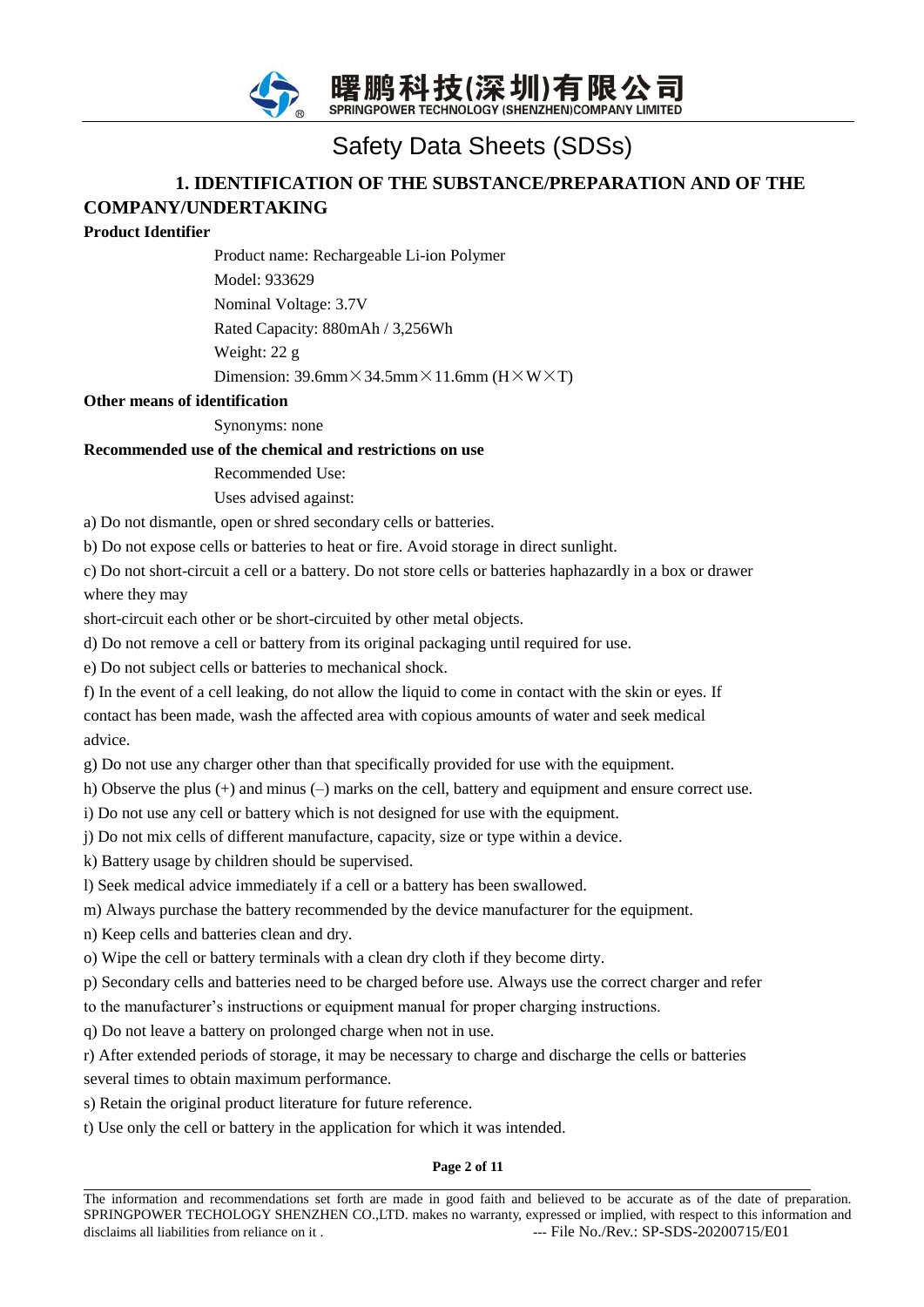# Safety Data Sheets (SDSs)

## 1. IDENTIFICATION OF THE SUBSTANCE/PREPARATION AND OF THE COMPANY/UNDERTAKING

**Product Identifier**

Product name: Rechargeable Li-ion Polymer

Model: 933629

Nominal Voltage: 3.7V

Rated Capacity: 880mAh / 3,256Wh

Weight: 22 g

Dimension: 39.6mm×34.5mm×11.6mm (H×W×T)

**Other means of identification**

Synonyms: none

**Recommended use of the chemical and restrictions on use**

Recommended Use:

Uses advised against:

a) Do not dismantle, open or shred secondary cells or batteries.

b) Do not expose cells or batteries to heat or fire. Avoid storage in direct sunlight.

c) Do not short-circuit a cell or a battery. Do not store cells or batteries haphazardly in a box or drawer where they may
short-circuit each other or be short-circuited by other metal objects.

d) Do not remove a cell or battery from its original packaging until required for use.

e) Do not subject cells or batteries to mechanical shock.

f) In the event of a cell leaking, do not allow the liquid to come in contact with the skin or eyes. If contact has been made, wash the affected area with copious amounts of water and seek medical advice.

g) Do not use any charger other than that specifically provided for use with the equipment.

h) Observe the plus (+) and minus (–) marks on the cell, battery and equipment and ensure correct use.

i) Do not use any cell or battery which is not designed for use with the equipment.

j) Do not mix cells of different manufacture, capacity, size or type within a device.

k) Battery usage by children should be supervised.

l) Seek medical advice immediately if a cell or a battery has been swallowed.

m) Always purchase the battery recommended by the device manufacturer for the equipment.

n) Keep cells and batteries clean and dry.

o) Wipe the cell or battery terminals with a clean dry cloth if they become dirty.

p) Secondary cells and batteries need to be charged before use. Always use the correct charger and refer to the manufacturer's instructions or equipment manual for proper charging instructions.

q) Do not leave a battery on prolonged charge when not in use.

r) After extended periods of storage, it may be necessary to charge and discharge the cells or batteries several times to obtain maximum performance.

s) Retain the original product literature for future reference.

t) Use only the cell or battery in the application for which it was intended.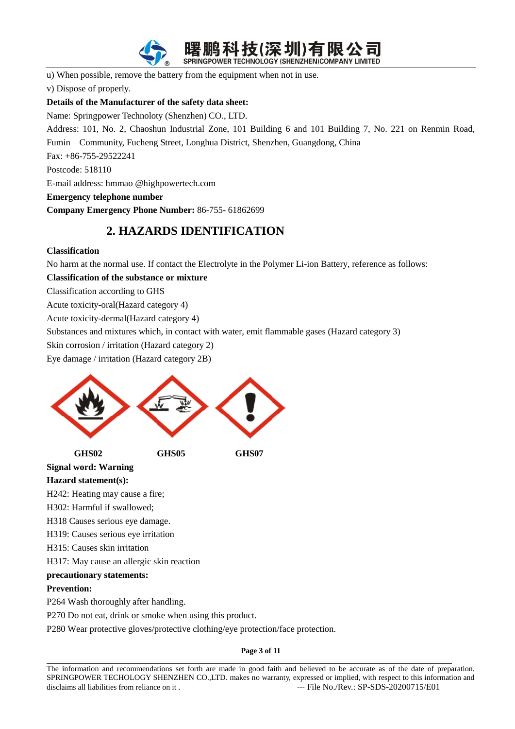u) When possible, remove the battery from the equipment when not in use.

v) Dispose of properly.

**Details of the Manufacturer of the safety data sheet:**

Name: Springpower Technoloty (Shenzhen) CO., LTD.

Address: 101, No. 2, Chaoshun Industrial Zone, 101 Building 6 and 101 Building 7, No. 221 on Renmin Road, Fumin Community, Fucheng Street, Longhua District, Shenzhen, Guangdong, China

Fax: +86-755-29522241

Postcode: 518110

E-mail address: hmmao @highpowertech.com

**Emergency telephone number**

**Company Emergency Phone Number:** 86-755- 61862699

## 2. HAZARDS IDENTIFICATION

**Classification**

No harm at the normal use. If contact the Electrolyte in the Polymer Li-ion Battery, reference as follows:

**Classification of the substance or mixture**

Classification according to GHS

Acute toxicity-oral(Hazard category 4)

Acute toxicity-dermal(Hazard category 4)

Substances and mixtures which, in contact with water, emit flammable gases (Hazard category 3)

Skin corrosion / irritation (Hazard category 2)

Eye damage / irritation (Hazard category 2B)

**GHS02** **GHS05** **GHS07**

**Signal word: Warning**

**Hazard statement(s):**

H242: Heating may cause a fire;

H302: Harmful if swallowed;

H318 Causes serious eye damage.

H319: Causes serious eye irritation

H315: Causes skin irritation

H317: May cause an allergic skin reaction

**precautionary statements:**

**Prevention:**

P264 Wash thoroughly after handling.

P270 Do not eat, drink or smoke when using this product.

P280 Wear protective gloves/protective clothing/eye protection/face protection.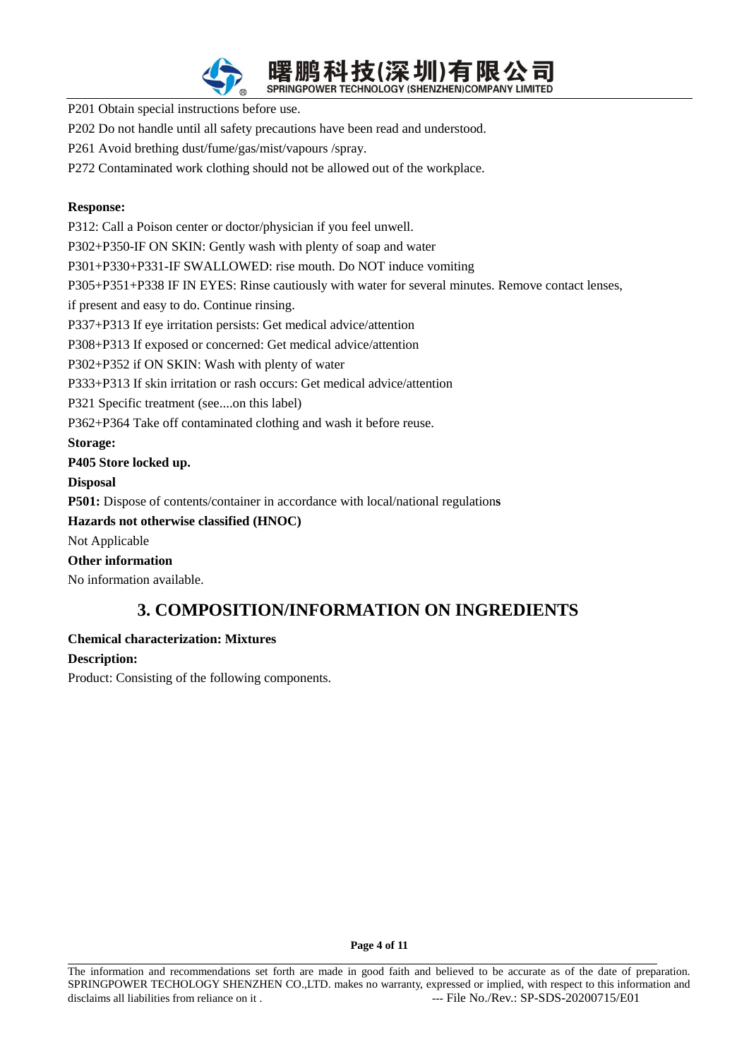P201 Obtain special instructions before use.

P202 Do not handle until all safety precautions have been read and understood.

P261 Avoid brething dust/fume/gas/mist/vapours /spray.

P272 Contaminated work clothing should not be allowed out of the workplace.

**Response:**

P312: Call a Poison center or doctor/physician if you feel unwell.

P302+P350-IF ON SKIN: Gently wash with plenty of soap and water

P301+P330+P331-IF SWALLOWED: rise mouth. Do NOT induce vomiting

P305+P351+P338 IF IN EYES: Rinse cautiously with water for several minutes. Remove contact lenses, if present and easy to do. Continue rinsing.

P337+P313 If eye irritation persists: Get medical advice/attention

P308+P313 If exposed or concerned: Get medical advice/attention

P302+P352 if ON SKIN: Wash with plenty of water

P333+P313 If skin irritation or rash occurs: Get medical advice/attention

P321 Specific treatment (see....on this label)

P362+P364 Take off contaminated clothing and wash it before reuse.

**Storage:**

**P405 Store locked up.**

**Disposal**

**P501:** Dispose of contents/container in accordance with local/national regulation**s**

**Hazards not otherwise classified (HNOC)**

Not Applicable

**Other information**

No information available.

## 3. COMPOSITION/INFORMATION ON INGREDIENTS

**Chemical characterization: Mixtures**

**Description:**

Product: Consisting of the following components.

The information and recommendations set forth are made in good faith and believed to be accurate as of the date of preparation. SPRINGPOWER TECHOLOGY SHENZHEN CO.,LTD. makes no warranty, expressed or implied, with respect to this information and disclaims all liabilities from reliance on it . --- File No./Rev.: SP-SDS-20200715/E01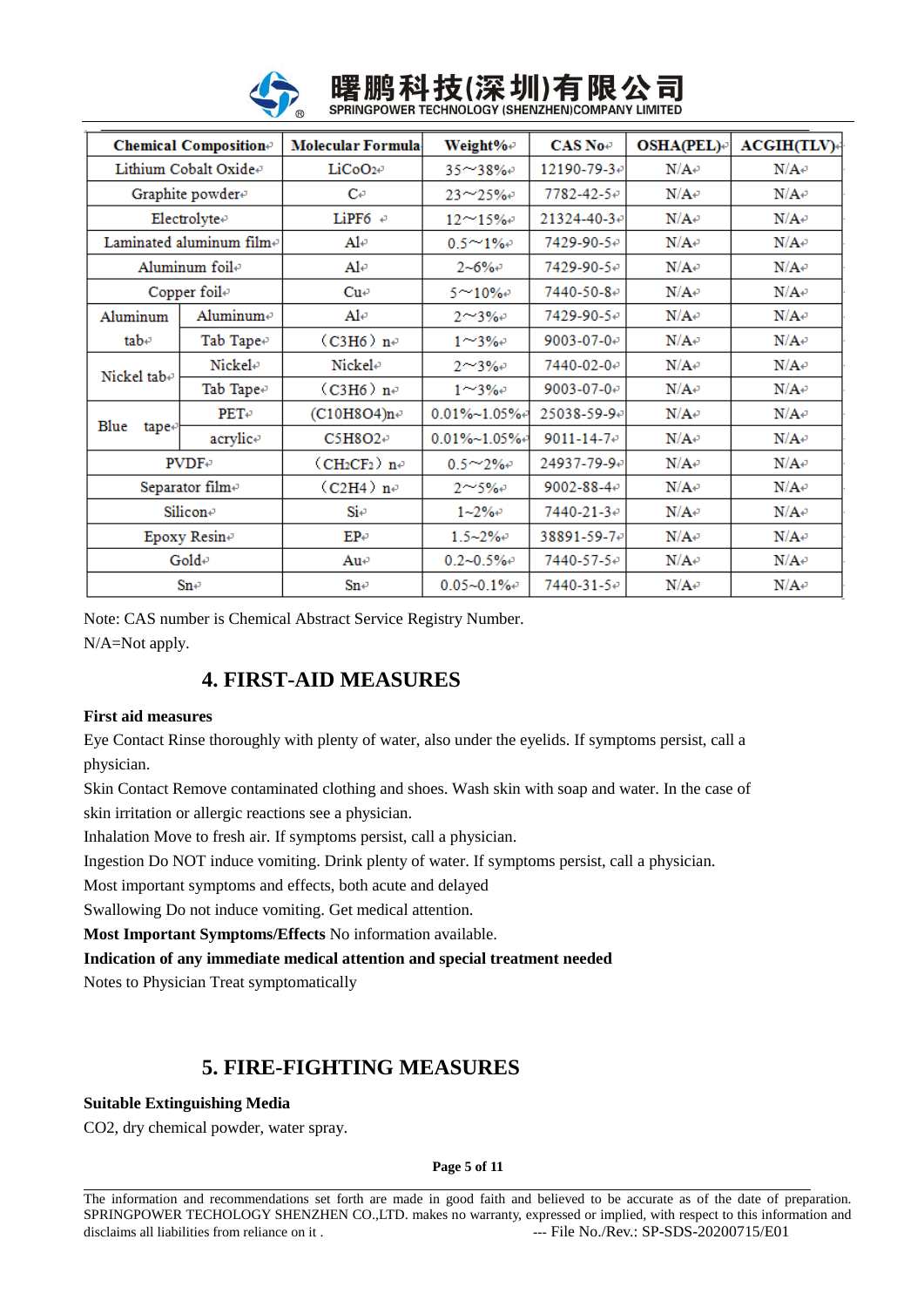| Chemical Composition | | Molecular Formula | Weight% | CAS No | OSHA(PEL) | ACGIH(TLV) |
|---|---|---|---|---|---|---|
| Lithium Cobalt Oxide | | $LiCoO_2$ | 35～38% | 12190-79-3 | N/A | N/A |
| Graphite powder | | C | 23～25% | 7782-42-5 | N/A | N/A |
| Electrolyte | | $LiPF_6$ | 12～15% | 21324-40-3 | N/A | N/A |
| Laminated aluminum film | | Al | 0.5～1% | 7429-90-5 | N/A | N/A |
| Aluminum foil | | Al | 2~6% | 7429-90-5 | N/A | N/A |
| Copper foil | | Cu | 5～10% | 7440-50-8 | N/A | N/A |
| Aluminum tab | Aluminum | Al | 2～3% | 7429-90-5 | N/A | N/A |
| | Tab Tape | $(C_3H_6)_n$ | 1～3% | 9003-07-0 | N/A | N/A |
| Nickel tab | Nickel | Nickel | 2～3% | 7440-02-0 | N/A | N/A |
| | Tab Tape | $(C_3H_6)_n$ | 1～3% | 9003-07-0 | N/A | N/A |
| Blue tape | PET | $(C_{10}H_8O_4)_n$ | 0.01%~1.05% | 25038-59-9 | N/A | N/A |
| | acrylic | $C_5H_8O_2$ | 0.01%~1.05% | 9011-14-7 | N/A | N/A |
| PVDF | | $(CH_2CF_2)_n$ | 0.5～2% | 24937-79-9 | N/A | N/A |
| Separator film | | $(C_2H_4)_n$ | 2～5% | 9002-88-4 | N/A | N/A |
| Silicon | | Si | 1~2% | 7440-21-3 | N/A | N/A |
| Epoxy Resin | | EP | 1.5~2% | 38891-59-7 | N/A | N/A |
| Gold | | Au | 0.2~0.5% | 7440-57-5 | N/A | N/A |
| Sn | | Sn | 0.05~0.1% | 7440-31-5 | N/A | N/A |

Note: CAS number is Chemical Abstract Service Registry Number.
N/A=Not apply.

## 4. FIRST-AID MEASURES

**First aid measures**

Eye Contact Rinse thoroughly with plenty of water, also under the eyelids. If symptoms persist, call a physician.

Skin Contact Remove contaminated clothing and shoes. Wash skin with soap and water. In the case of skin irritation or allergic reactions see a physician.

Inhalation Move to fresh air. If symptoms persist, call a physician.

Ingestion Do NOT induce vomiting. Drink plenty of water. If symptoms persist, call a physician.

Most important symptoms and effects, both acute and delayed

Swallowing Do not induce vomiting. Get medical attention.

**Most Important Symptoms/Effects** No information available.

**Indication of any immediate medical attention and special treatment needed**

Notes to Physician Treat symptomatically

## 5. FIRE-FIGHTING MEASURES

**Suitable Extinguishing Media**

$CO_2$, dry chemical powder, water spray.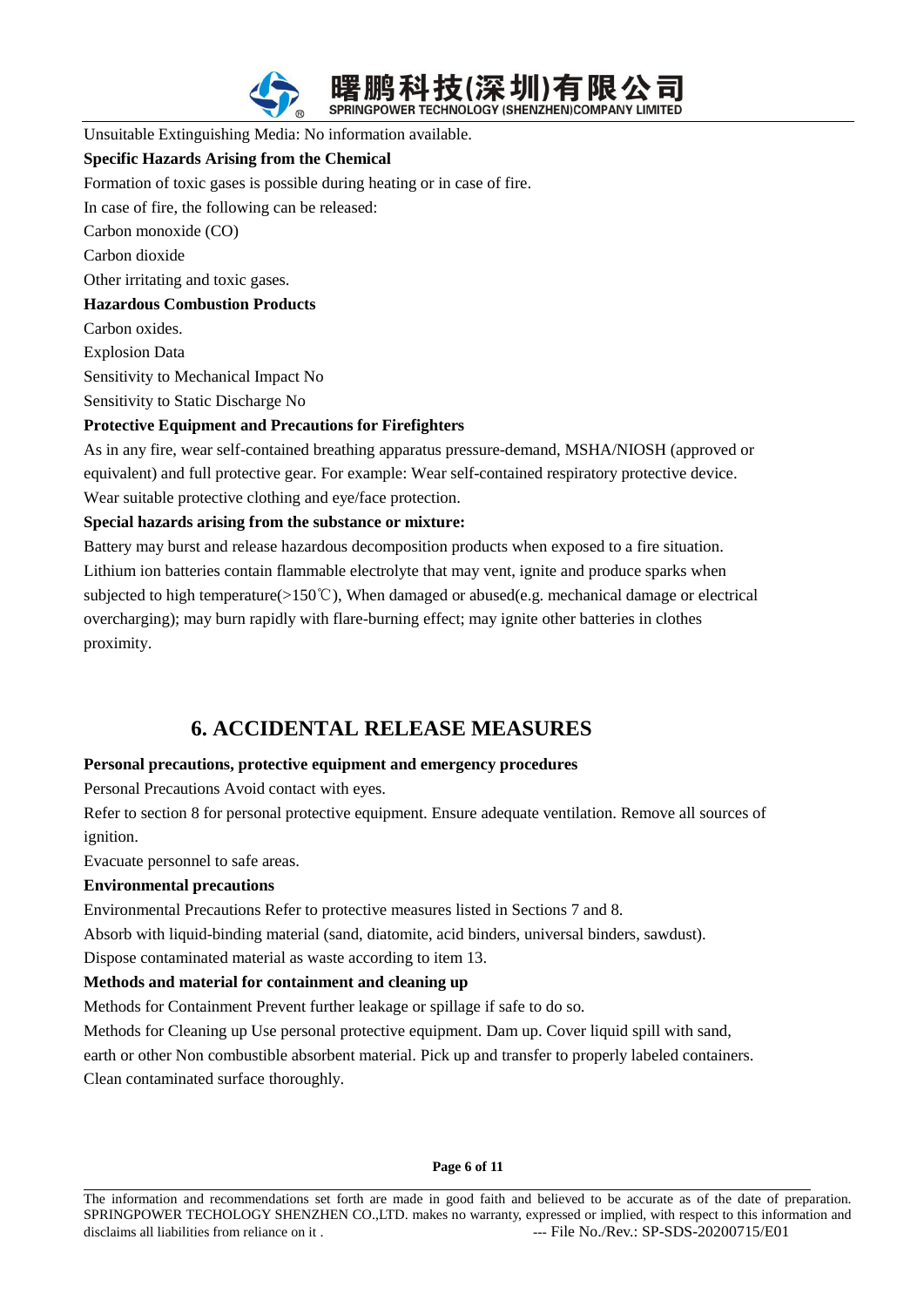Unsuitable Extinguishing Media: No information available.

**Specific Hazards Arising from the Chemical**

Formation of toxic gases is possible during heating or in case of fire.

In case of fire, the following can be released:

Carbon monoxide (CO)

Carbon dioxide

Other irritating and toxic gases.

**Hazardous Combustion Products**

Carbon oxides.

Explosion Data

Sensitivity to Mechanical Impact No

Sensitivity to Static Discharge No

**Protective Equipment and Precautions for Firefighters**

As in any fire, wear self-contained breathing apparatus pressure-demand, MSHA/NIOSH (approved or equivalent) and full protective gear. For example: Wear self-contained respiratory protective device. Wear suitable protective clothing and eye/face protection.

**Special hazards arising from the substance or mixture:**

Battery may burst and release hazardous decomposition products when exposed to a fire situation. Lithium ion batteries contain flammable electrolyte that may vent, ignite and produce sparks when subjected to high temperature(>150℃), When damaged or abused(e.g. mechanical damage or electrical overcharging); may burn rapidly with flare-burning effect; may ignite other batteries in clothes proximity.

## 6. ACCIDENTAL RELEASE MEASURES

**Personal precautions, protective equipment and emergency procedures**

Personal Precautions Avoid contact with eyes.

Refer to section 8 for personal protective equipment. Ensure adequate ventilation. Remove all sources of ignition.

Evacuate personnel to safe areas.

**Environmental precautions**

Environmental Precautions Refer to protective measures listed in Sections 7 and 8.

Absorb with liquid-binding material (sand, diatomite, acid binders, universal binders, sawdust).

Dispose contaminated material as waste according to item 13.

**Methods and material for containment and cleaning up**

Methods for Containment Prevent further leakage or spillage if safe to do so.

Methods for Cleaning up Use personal protective equipment. Dam up. Cover liquid spill with sand, earth or other Non combustible absorbent material. Pick up and transfer to properly labeled containers. Clean contaminated surface thoroughly.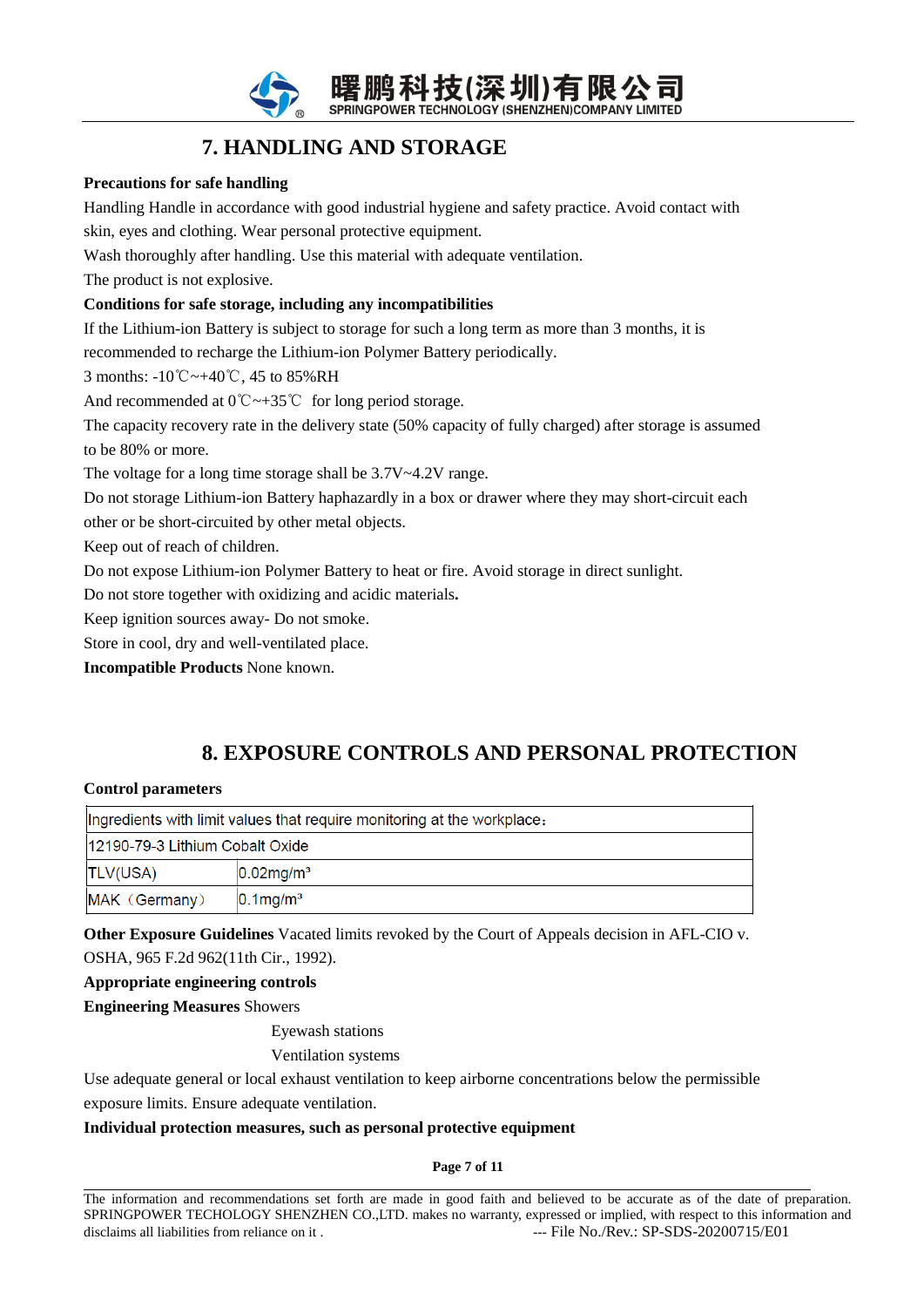## 7. HANDLING AND STORAGE

**Precautions for safe handling**

Handling Handle in accordance with good industrial hygiene and safety practice. Avoid contact with skin, eyes and clothing. Wear personal protective equipment.

Wash thoroughly after handling. Use this material with adequate ventilation.

The product is not explosive.

**Conditions for safe storage, including any incompatibilities**

If the Lithium-ion Battery is subject to storage for such a long term as more than 3 months, it is recommended to recharge the Lithium-ion Polymer Battery periodically.

3 months: -10℃~+40℃, 45 to 85%RH

And recommended at 0℃~+35℃ for long period storage.

The capacity recovery rate in the delivery state (50% capacity of fully charged) after storage is assumed to be 80% or more.

The voltage for a long time storage shall be 3.7V~4.2V range.

Do not storage Lithium-ion Battery haphazardly in a box or drawer where they may short-circuit each other or be short-circuited by other metal objects.

Keep out of reach of children.

Do not expose Lithium-ion Polymer Battery to heat or fire. Avoid storage in direct sunlight.

Do not store together with oxidizing and acidic materials**.**

Keep ignition sources away- Do not smoke.

Store in cool, dry and well-ventilated place.

**Incompatible Products** None known.

## 8. EXPOSURE CONTROLS AND PERSONAL PROTECTION

**Control parameters**

| | |
|---|---|
| Ingredients with limit values that require monitoring at the workplace： | |
| 12190-79-3 Lithium Cobalt Oxide | |
| TLV(USA) | 0.02mg/m³ |
| MAK（Germany） | 0.1mg/m³ |

**Other Exposure Guidelines** Vacated limits revoked by the Court of Appeals decision in AFL-CIO v. OSHA, 965 F.2d 962(11th Cir., 1992).

**Appropriate engineering controls**

**Engineering Measures** Showers

Eyewash stations

Ventilation systems

Use adequate general or local exhaust ventilation to keep airborne concentrations below the permissible exposure limits. Ensure adequate ventilation.

**Individual protection measures, such as personal protective equipment**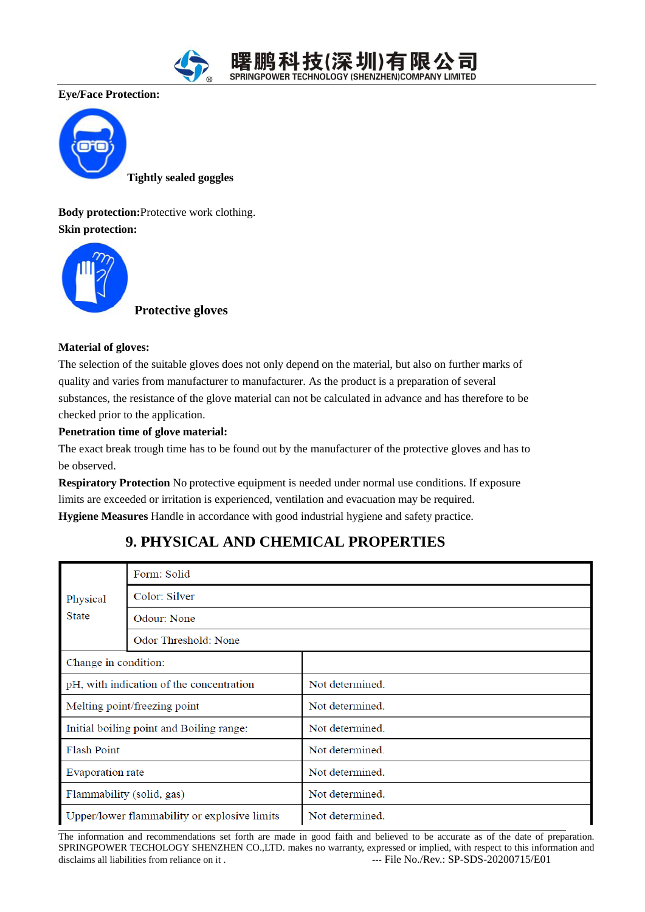**Eye/Face Protection:**

**Tightly sealed goggles**

**Body protection:**Protective work clothing.

**Skin protection:**

**Protective gloves**

**Material of gloves:**

The selection of the suitable gloves does not only depend on the material, but also on further marks of quality and varies from manufacturer to manufacturer. As the product is a preparation of several substances, the resistance of the glove material can not be calculated in advance and has therefore to be checked prior to the application.

**Penetration time of glove material:**

The exact break trough time has to be found out by the manufacturer of the protective gloves and has to be observed.

**Respiratory Protection** No protective equipment is needed under normal use conditions. If exposure limits are exceeded or irritation is experienced, ventilation and evacuation may be required.

**Hygiene Measures** Handle in accordance with good industrial hygiene and safety practice.

## 9. PHYSICAL AND CHEMICAL PROPERTIES

| | |
|---|---|
| Physical State | Form: Solid |
| | Color: Silver |
| | Odour: None |
| | Odor Threshold: None |
| Change in condition: | |
| pH, with indication of the concentration | Not determined. |
| Melting point/freezing point | Not determined. |
| Initial boiling point and Boiling range: | Not determined. |
| Flash Point | Not determined. |
| Evaporation rate | Not determined. |
| Flammability (solid, gas) | Not determined. |
| Upper/lower flammability or explosive limits | Not determined. |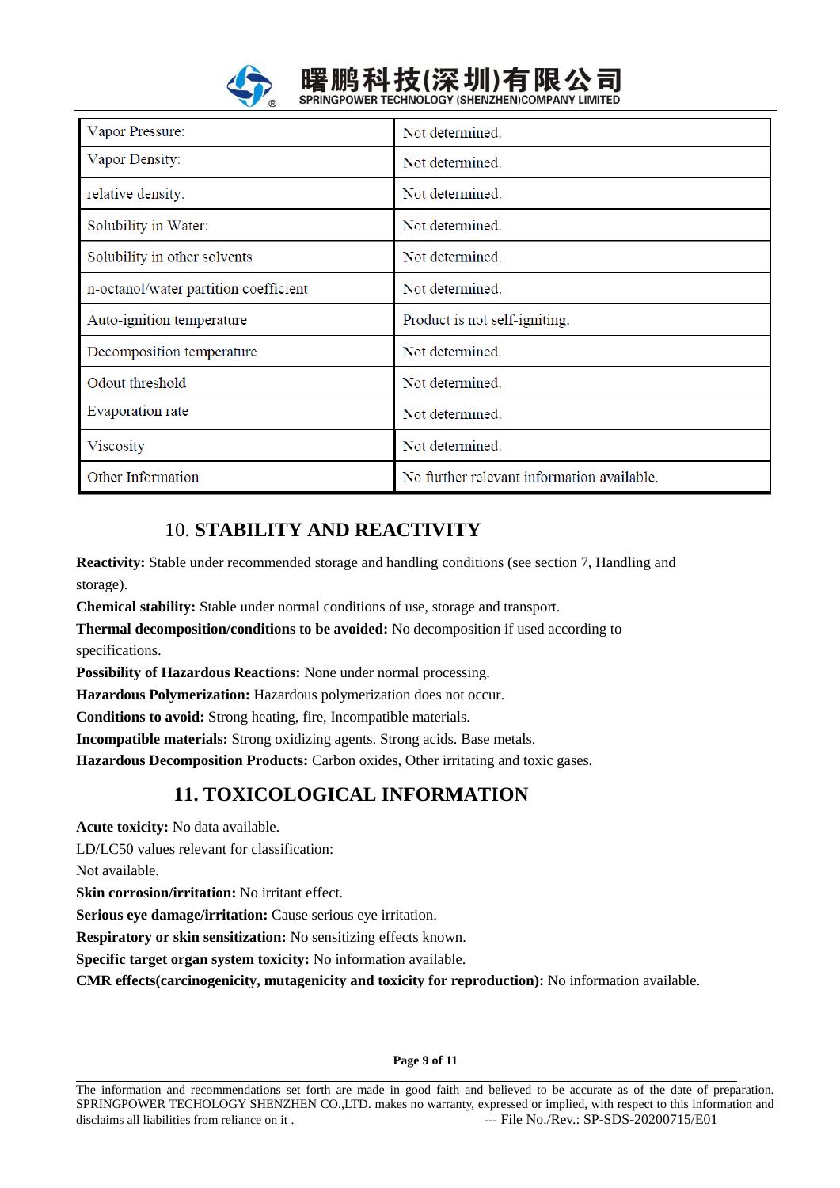| | |
|---|---|
| Vapor Pressure: | Not determined. |
| Vapor Density: | Not determined. |
| relative density: | Not determined. |
| Solubility in Water: | Not determined. |
| Solubility in other solvents | Not determined. |
| n-octanol/water partition coefficient | Not determined. |
| Auto-ignition temperature | Product is not self-igniting. |
| Decomposition temperature | Not determined. |
| Odout threshold | Not determined. |
| Evaporation rate | Not determined. |
| Viscosity | Not determined. |
| Other Information | No further relevant information available. |

## 10. STABILITY AND REACTIVITY

**Reactivity:** Stable under recommended storage and handling conditions (see section 7, Handling and storage).

**Chemical stability:** Stable under normal conditions of use, storage and transport.

**Thermal decomposition/conditions to be avoided:** No decomposition if used according to specifications.

**Possibility of Hazardous Reactions:** None under normal processing.

**Hazardous Polymerization:** Hazardous polymerization does not occur.

**Conditions to avoid:** Strong heating, fire, Incompatible materials.

**Incompatible materials:** Strong oxidizing agents. Strong acids. Base metals.

**Hazardous Decomposition Products:** Carbon oxides, Other irritating and toxic gases.

## 11. TOXICOLOGICAL INFORMATION

**Acute toxicity:** No data available.

LD/LC50 values relevant for classification:

Not available.

**Skin corrosion/irritation:** No irritant effect.

**Serious eye damage/irritation:** Cause serious eye irritation.

**Respiratory or skin sensitization:** No sensitizing effects known.

**Specific target organ system toxicity:** No information available.

**CMR effects(carcinogenicity, mutagenicity and toxicity for reproduction):** No information available.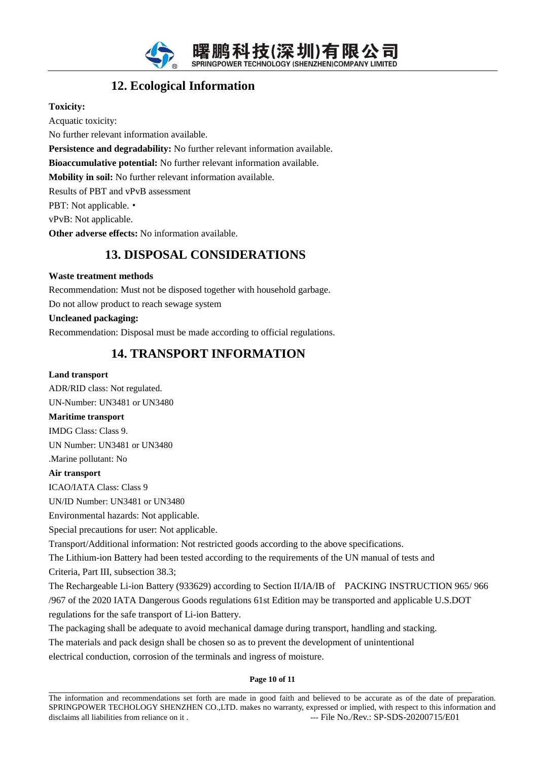## 12. Ecological Information

**Toxicity:**

Acquatic toxicity:

No further relevant information available.

**Persistence and degradability:** No further relevant information available.

**Bioaccumulative potential:** No further relevant information available.

**Mobility in soil:** No further relevant information available.

Results of PBT and vPvB assessment

PBT: Not applicable. •

vPvB: Not applicable.

**Other adverse effects:** No information available.

## 13. DISPOSAL CONSIDERATIONS

**Waste treatment methods**

Recommendation: Must not be disposed together with household garbage.

Do not allow product to reach sewage system

**Uncleaned packaging:**

Recommendation: Disposal must be made according to official regulations.

## 14. TRANSPORT INFORMATION

**Land transport**

ADR/RID class: Not regulated.

UN-Number: UN3481 or UN3480

**Maritime transport**

IMDG Class: Class 9.

UN Number: UN3481 or UN3480

.Marine pollutant: No

**Air transport**

ICAO/IATA Class: Class 9

UN/ID Number: UN3481 or UN3480

Environmental hazards: Not applicable.

Special precautions for user: Not applicable.

Transport/Additional information: Not restricted goods according to the above specifications.

The Lithium-ion Battery had been tested according to the requirements of the UN manual of tests and Criteria, Part III, subsection 38.3;

The Rechargeable Li-ion Battery (933629) according to Section II/IA/IB of PACKING INSTRUCTION 965/ 966 /967 of the 2020 IATA Dangerous Goods regulations 61st Edition may be transported and applicable U.S.DOT regulations for the safe transport of Li-ion Battery.

The packaging shall be adequate to avoid mechanical damage during transport, handling and stacking.

The materials and pack design shall be chosen so as to prevent the development of unintentional electrical conduction, corrosion of the terminals and ingress of moisture.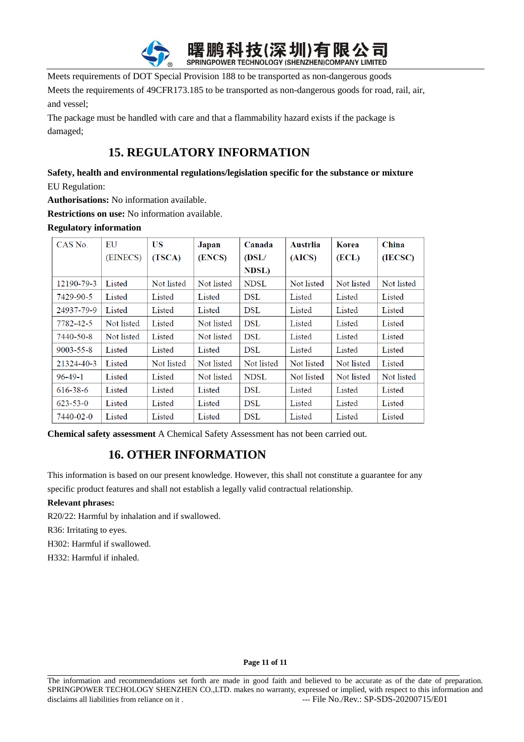Meets requirements of DOT Special Provision 188 to be transported as non-dangerous goods

Meets the requirements of 49CFR173.185 to be transported as non-dangerous goods for road, rail, air, and vessel;

The package must be handled with care and that a flammability hazard exists if the package is damaged;

## 15. REGULATORY INFORMATION

**Safety, health and environmental regulations/legislation specific for the substance or mixture**

EU Regulation:

**Authorisations:** No information available.

**Restrictions on use:** No information available.

**Regulatory information**

| CAS No. | EU (EINECS) | US (TSCA) | Japan (ENCS) | Canada (DSL/ NDSL) | Austrlia (AICS) | Korea (ECL) | China (IECSC) |
|---|---|---|---|---|---|---|---|
| 12190-79-3 | Listed | Not listed | Not listed | NDSL | Not listed | Not listed | Not listed |
| 7429-90-5 | Listed | Listed | Listed | DSL | Listed | Listed | Listed |
| 24937-79-9 | Listed | Listed | Listed | DSL | Listed | Listed | Listed |
| 7782-42-5 | Not listed | Listed | Not listed | DSL | Listed | Listed | Listed |
| 7440-50-8 | Not listed | Listed | Not listed | DSL | Listed | Listed | Listed |
| 9003-55-8 | Listed | Listed | Listed | DSL | Listed | Listed | Listed |
| 21324-40-3 | Listed | Not listed | Not listed | Not listed | Not listed | Not listed | Listed |
| 96-49-1 | Listed | Listed | Not listed | NDSL | Not listed | Not listed | Not listed |
| 616-38-6 | Listed | Listed | Listed | DSL | Listed | Listed | Listed |
| 623-53-0 | Listed | Listed | Listed | DSL | Listed | Listed | Listed |
| 7440-02-0 | Listed | Listed | Listed | DSL | Listed | Listed | Listed |

**Chemical safety assessment** A Chemical Safety Assessment has not been carried out.

## 16. OTHER INFORMATION

This information is based on our present knowledge. However, this shall not constitute a guarantee for any specific product features and shall not establish a legally valid contractual relationship.

**Relevant phrases:**

R20/22: Harmful by inhalation and if swallowed.

R36: Irritating to eyes.

H302: Harmful if swallowed.

H332: Harmful if inhaled.